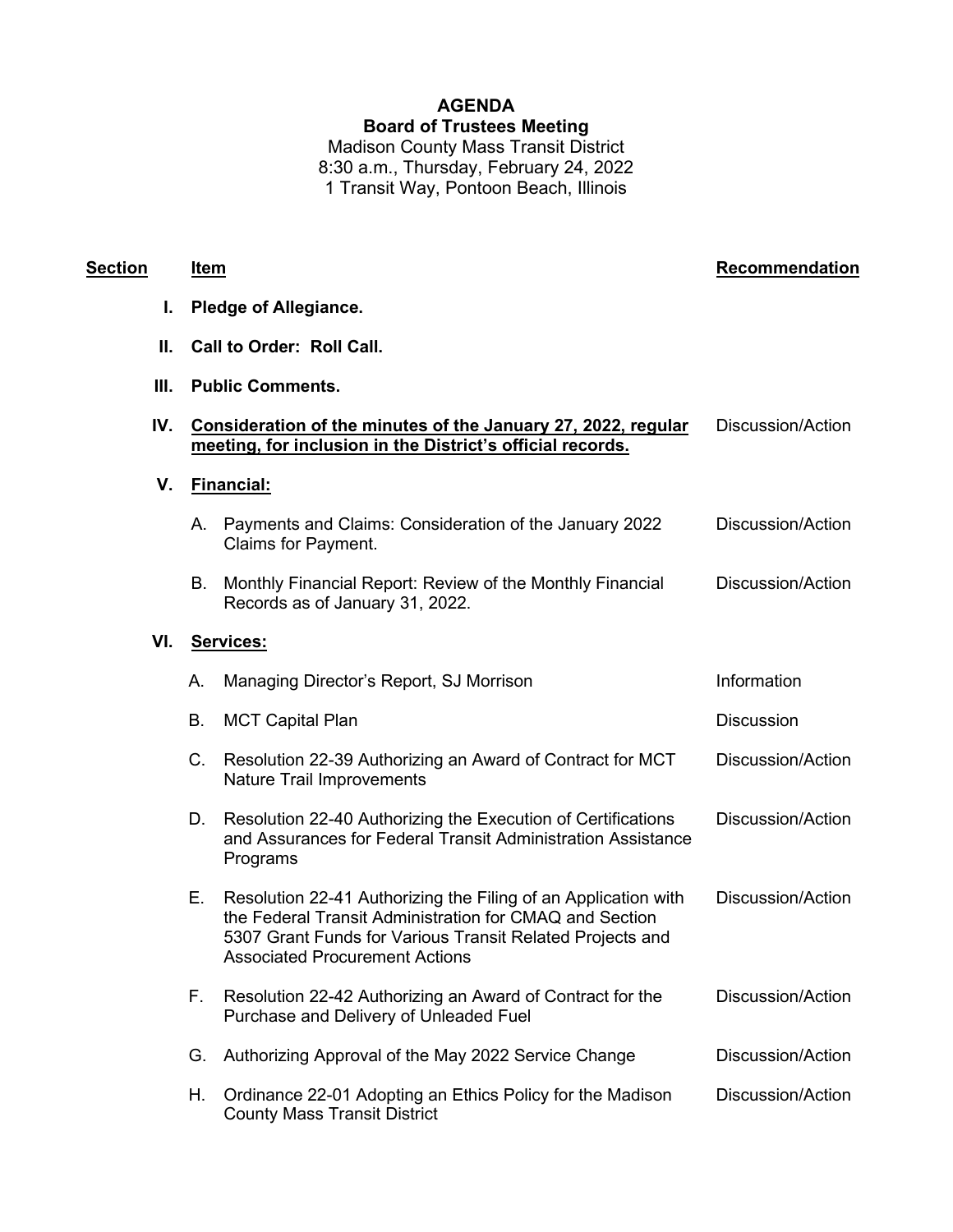# AGENDA

## Board of Trustees Meeting

Madison County Mass Transit District
8:30 a.m., Thursday, February 24, 2022
1 Transit Way, Pontoon Beach, Illinois

| Section | Item | Recommendation |
|---|---|---|
| **I.** | **Pledge of Allegiance.** | |
| **II.** | **Call to Order: Roll Call.** | |
| **III.** | **Public Comments.** | |
| **IV.** | **Consideration of the minutes of the January 27, 2022, regular meeting, for inclusion in the District's official records.** | Discussion/Action |
| **V.** | **Financial:** | |
| | A. Payments and Claims: Consideration of the January 2022 Claims for Payment. | Discussion/Action |
| | B. Monthly Financial Report: Review of the Monthly Financial Records as of January 31, 2022. | Discussion/Action |
| **VI.** | **Services:** | |
| | A. Managing Director's Report, SJ Morrison | Information |
| | B. MCT Capital Plan | Discussion |
| | C. Resolution 22-39 Authorizing an Award of Contract for MCT Nature Trail Improvements | Discussion/Action |
| | D. Resolution 22-40 Authorizing the Execution of Certifications and Assurances for Federal Transit Administration Assistance Programs | Discussion/Action |
| | E. Resolution 22-41 Authorizing the Filing of an Application with the Federal Transit Administration for CMAQ and Section 5307 Grant Funds for Various Transit Related Projects and Associated Procurement Actions | Discussion/Action |
| | F. Resolution 22-42 Authorizing an Award of Contract for the Purchase and Delivery of Unleaded Fuel | Discussion/Action |
| | G. Authorizing Approval of the May 2022 Service Change | Discussion/Action |
| | H. Ordinance 22-01 Adopting an Ethics Policy for the Madison County Mass Transit District | Discussion/Action |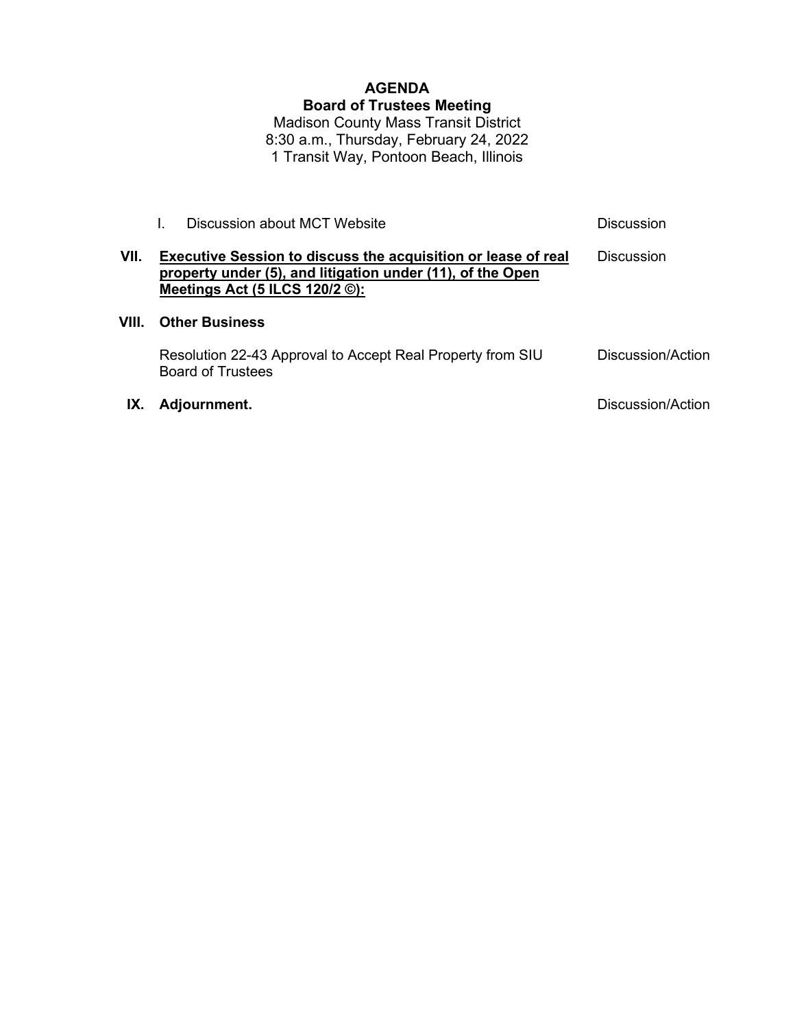**AGENDA**
**Board of Trustees Meeting**
Madison County Mass Transit District
8:30 a.m., Thursday, February 24, 2022
1 Transit Way, Pontoon Beach, Illinois

| | | |
|---|---|---|
| | I. Discussion about MCT Website | Discussion |
| **VII.** | **<u>Executive Session to discuss the acquisition or lease of real property under (5), and litigation under (11), of the Open Meetings Act (5 ILCS 120/2 ©):</u>** | Discussion |
| **VIII.** | **Other Business** | |
| | Resolution 22-43 Approval to Accept Real Property from SIU Board of Trustees | Discussion/Action |
| **IX.** | **Adjournment.** | Discussion/Action |